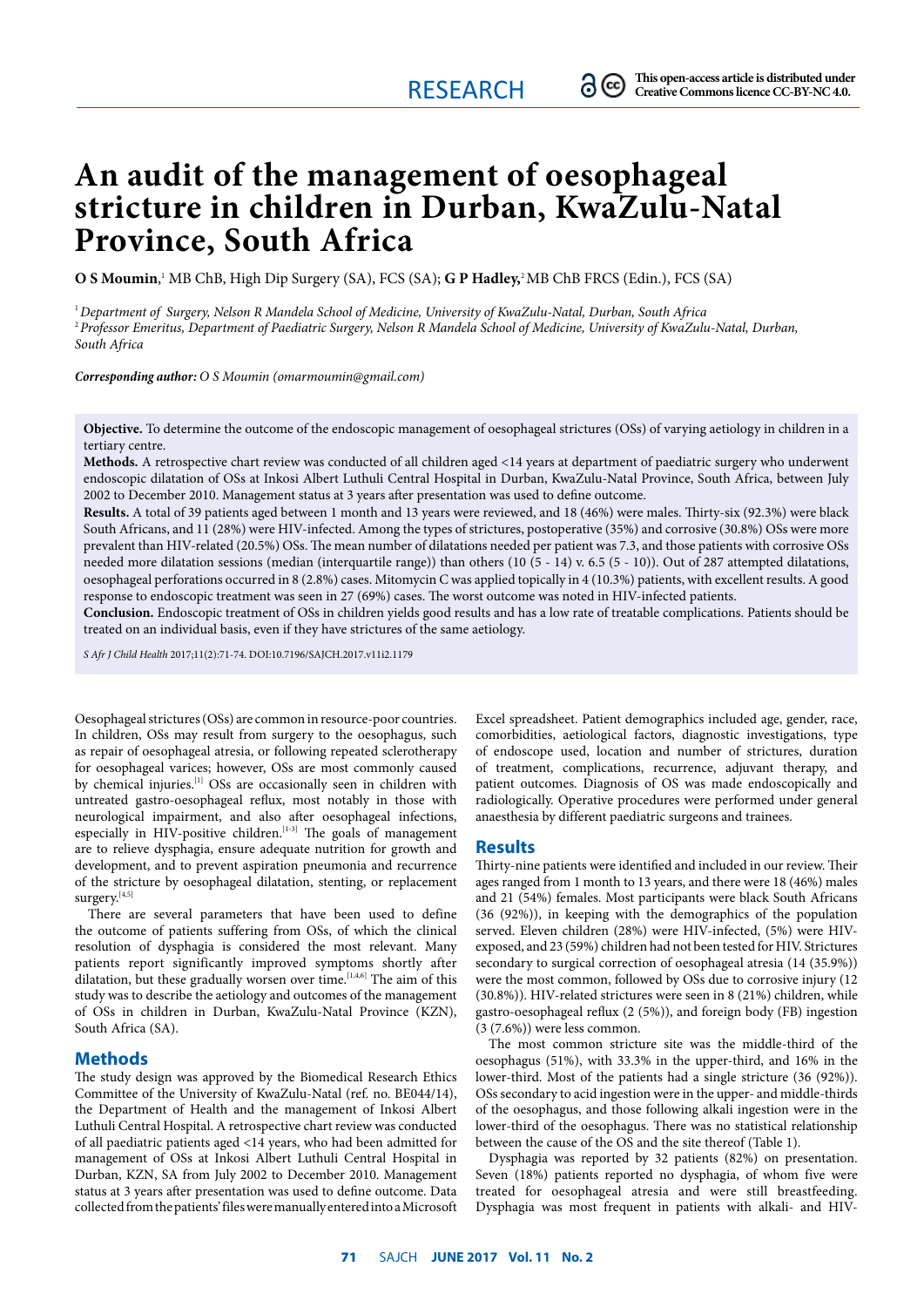RESEARCH

This open-access article is distributed under Creative Commons licence CC-BY-NC 4.0.

# An audit of the management of oesophageal stricture in children in Durban, KwaZulu-Natal Province, South Africa

**O S Moumin**,[1] MB ChB, High Dip Surgery (SA), FCS (SA); **G P Hadley**,[2] MB ChB FRCS (Edin.), FCS (SA)

[1] *Department of Surgery, Nelson R Mandela School of Medicine, University of KwaZulu-Natal, Durban, South Africa*
[2] *Professor Emeritus, Department of Paediatric Surgery, Nelson R Mandela School of Medicine, University of KwaZulu-Natal, Durban, South Africa*

***Corresponding author:** O S Moumin (omarmoumin@gmail.com)*

**Objective.** To determine the outcome of the endoscopic management of oesophageal strictures (OSs) of varying aetiology in children in a tertiary centre.

**Methods.** A retrospective chart review was conducted of all children aged <14 years at department of paediatric surgery who underwent endoscopic dilatation of OSs at Inkosi Albert Luthuli Central Hospital in Durban, KwaZulu-Natal Province, South Africa, between July 2002 to December 2010. Management status at 3 years after presentation was used to define outcome.

**Results.** A total of 39 patients aged between 1 month and 13 years were reviewed, and 18 (46%) were males. Thirty-six (92.3%) were black South Africans, and 11 (28%) were HIV-infected. Among the types of strictures, postoperative (35%) and corrosive (30.8%) OSs were more prevalent than HIV-related (20.5%) OSs. The mean number of dilatations needed per patient was 7.3, and those patients with corrosive OSs needed more dilatation sessions (median (interquartile range)) than others (10 (5 - 14) v. 6.5 (5 - 10)). Out of 287 attempted dilatations, oesophageal perforations occurred in 8 (2.8%) cases. Mitomycin C was applied topically in 4 (10.3%) patients, with excellent results. A good response to endoscopic treatment was seen in 27 (69%) cases. The worst outcome was noted in HIV-infected patients.

**Conclusion.** Endoscopic treatment of OSs in children yields good results and has a low rate of treatable complications. Patients should be treated on an individual basis, even if they have strictures of the same aetiology.

*S Afr J Child Health* 2017;11(2):71-74. DOI:10.7196/SAJCH.2017.v11i2.1179

Oesophageal strictures (OSs) are common in resource-poor countries. In children, OSs may result from surgery to the oesophagus, such as repair of oesophageal atresia, or following repeated sclerotherapy for oesophageal varices; however, OSs are most commonly caused by chemical injuries.[1] OSs are occasionally seen in children with untreated gastro-oesophageal reflux, most notably in those with neurological impairment, and also after oesophageal infections, especially in HIV-positive children.[1-3] The goals of management are to relieve dysphagia, ensure adequate nutrition for growth and development, and to prevent aspiration pneumonia and recurrence of the stricture by oesophageal dilatation, stenting, or replacement surgery.[4,5]

There are several parameters that have been used to define the outcome of patients suffering from OSs, of which the clinical resolution of dysphagia is considered the most relevant. Many patients report significantly improved symptoms shortly after dilatation, but these gradually worsen over time.[1,4,6] The aim of this study was to describe the aetiology and outcomes of the management of OSs in children in Durban, KwaZulu-Natal Province (KZN), South Africa (SA).

## Methods

The study design was approved by the Biomedical Research Ethics Committee of the University of KwaZulu-Natal (ref. no. BE044/14), the Department of Health and the management of Inkosi Albert Luthuli Central Hospital. A retrospective chart review was conducted of all paediatric patients aged <14 years, who had been admitted for management of OSs at Inkosi Albert Luthuli Central Hospital in Durban, KZN, SA from July 2002 to December 2010. Management status at 3 years after presentation was used to define outcome. Data collected from the patients' files were manually entered into a Microsoft Excel spreadsheet. Patient demographics included age, gender, race, comorbidities, aetiological factors, diagnostic investigations, type of endoscope used, location and number of strictures, duration of treatment, complications, recurrence, adjuvant therapy, and patient outcomes. Diagnosis of OS was made endoscopically and radiologically. Operative procedures were performed under general anaesthesia by different paediatric surgeons and trainees.

## Results

Thirty-nine patients were identified and included in our review. Their ages ranged from 1 month to 13 years, and there were 18 (46%) males and 21 (54%) females. Most participants were black South Africans (36 (92%)), in keeping with the demographics of the population served. Eleven children (28%) were HIV-infected, (5%) were HIV-exposed, and 23 (59%) children had not been tested for HIV. Strictures secondary to surgical correction of oesophageal atresia (14 (35.9%)) were the most common, followed by OSs due to corrosive injury (12 (30.8%)). HIV-related strictures were seen in 8 (21%) children, while gastro-oesophageal reflux (2 (5%)), and foreign body (FB) ingestion (3 (7.6%)) were less common.

The most common stricture site was the middle-third of the oesophagus (51%), with 33.3% in the upper-third, and 16% in the lower-third. Most of the patients had a single stricture (36 (92%)). OSs secondary to acid ingestion were in the upper- and middle-thirds of the oesophagus, and those following alkali ingestion were in the lower-third of the oesophagus. There was no statistical relationship between the cause of the OS and the site thereof (Table 1).

Dysphagia was reported by 32 patients (82%) on presentation. Seven (18%) patients reported no dysphagia, of whom five were treated for oesophageal atresia and were still breastfeeding. Dysphagia was most frequent in patients with alkali- and HIV-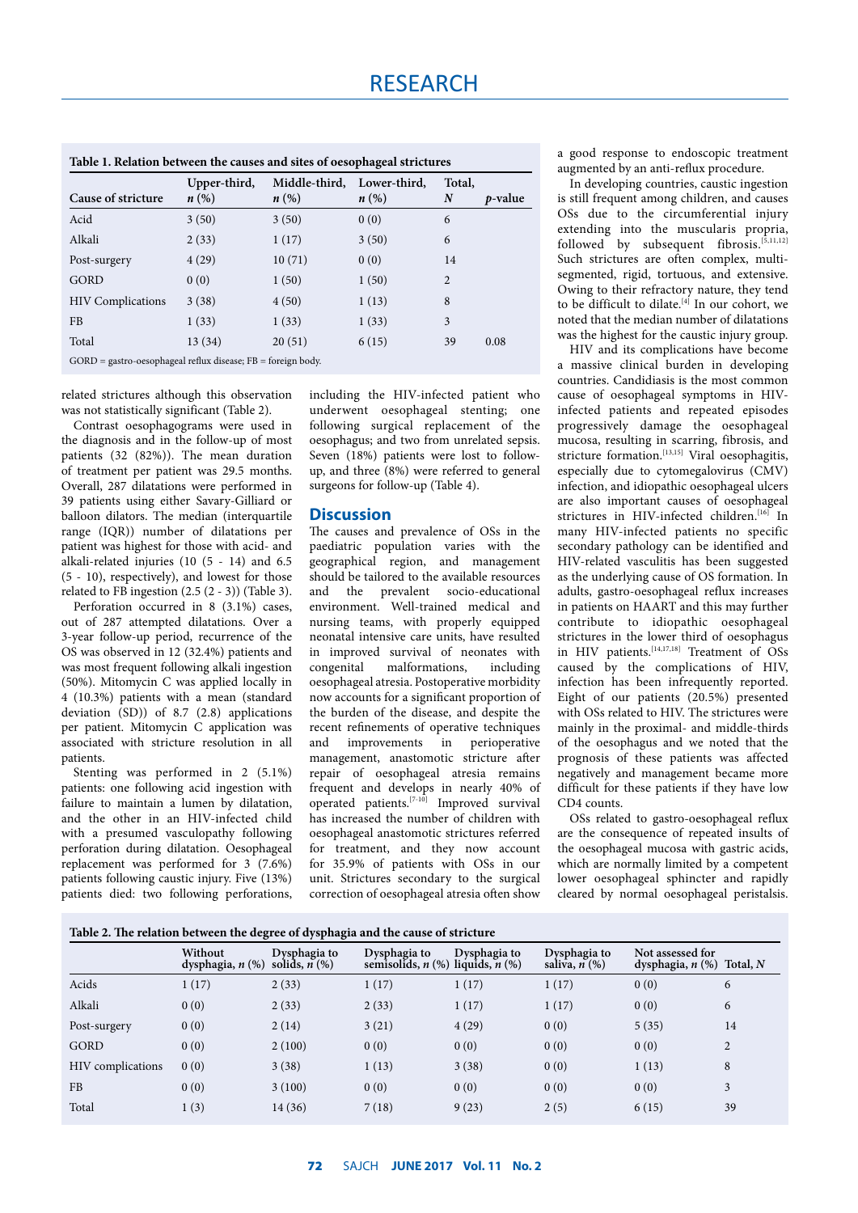**Table 1. Relation between the causes and sites of oesophageal strictures**

| Cause of stricture | Upper-third, *n* (%) | Middle-third, *n* (%) | Lower-third, *n* (%) | Total, *N* | *p*-value |
|---|---|---|---|---|---|
| Acid | 3 (50) | 3 (50) | 0 (0) | 6 | |
| Alkali | 2 (33) | 1 (17) | 3 (50) | 6 | |
| Post-surgery | 4 (29) | 10 (71) | 0 (0) | 14 | |
| GORD | 0 (0) | 1 (50) | 1 (50) | 2 | |
| HIV Complications | 3 (38) | 4 (50) | 1 (13) | 8 | |
| FB | 1 (33) | 1 (33) | 1 (33) | 3 | |
| Total | 13 (34) | 20 (51) | 6 (15) | 39 | 0.08 |

GORD = gastro-oesophageal reflux disease; FB = foreign body.

related strictures although this observation was not statistically significant (Table 2).

Contrast oesophagograms were used in the diagnosis and in the follow-up of most patients (32 (82%)). The mean duration of treatment per patient was 29.5 months. Overall, 287 dilatations were performed in 39 patients using either Savary-Gilliard or balloon dilators. The median (interquartile range (IQR)) number of dilatations per patient was highest for those with acid- and alkali-related injuries (10 (5 - 14) and 6.5 (5 - 10), respectively), and lowest for those related to FB ingestion (2.5 (2 - 3)) (Table 3).

Perforation occurred in 8 (3.1%) cases, out of 287 attempted dilatations. Over a 3-year follow-up period, recurrence of the OS was observed in 12 (32.4%) patients and was most frequent following alkali ingestion (50%). Mitomycin C was applied locally in 4 (10.3%) patients with a mean (standard deviation (SD)) of 8.7 (2.8) applications per patient. Mitomycin C application was associated with stricture resolution in all patients.

Stenting was performed in 2 (5.1%) patients: one following acid ingestion with failure to maintain a lumen by dilatation, and the other in an HIV-infected child with a presumed vasculopathy following perforation during dilatation. Oesophageal replacement was performed for 3 (7.6%) patients following caustic injury. Five (13%) patients died: two following perforations, including the HIV-infected patient who underwent oesophageal stenting; one following surgical replacement of the oesophagus; and two from unrelated sepsis. Seven (18%) patients were lost to follow-up, and three (8%) were referred to general surgeons for follow-up (Table 4).

## Discussion

The causes and prevalence of OSs in the paediatric population varies with the geographical region, and management should be tailored to the available resources and the prevalent socio-educational environment. Well-trained medical and nursing teams, with properly equipped neonatal intensive care units, have resulted in improved survival of neonates with congenital malformations, including oesophageal atresia. Postoperative morbidity now accounts for a significant proportion of the burden of the disease, and despite the recent refinements of operative techniques and improvements in perioperative management, anastomotic stricture after repair of oesophageal atresia remains frequent and develops in nearly 40% of operated patients.[7-10] Improved survival has increased the number of children with oesophageal anastomotic strictures referred for treatment, and they now account for 35.9% of patients with OSs in our unit. Strictures secondary to the surgical correction of oesophageal atresia often show a good response to endoscopic treatment augmented by an anti-reflux procedure.

In developing countries, caustic ingestion is still frequent among children, and causes OSs due to the circumferential injury extending into the muscularis propria, followed by subsequent fibrosis.[5,11,12] Such strictures are often complex, multi-segmented, rigid, tortuous, and extensive. Owing to their refractory nature, they tend to be difficult to dilate.[4] In our cohort, we noted that the median number of dilatations was the highest for the caustic injury group.

HIV and its complications have become a massive clinical burden in developing countries. Candidiasis is the most common cause of oesophageal symptoms in HIV-infected patients and repeated episodes progressively damage the oesophageal mucosa, resulting in scarring, fibrosis, and stricture formation.[13,15] Viral oesophagitis, especially due to cytomegalovirus (CMV) infection, and idiopathic oesophageal ulcers are also important causes of oesophageal strictures in HIV-infected children.[16] In many HIV-infected patients no specific secondary pathology can be identified and HIV-related vasculitis has been suggested as the underlying cause of OS formation. In adults, gastro-oesophageal reflux increases in patients on HAART and this may further contribute to idiopathic oesophageal strictures in the lower third of oesophagus in HIV patients.[14,17,18] Treatment of OSs caused by the complications of HIV, infection has been infrequently reported. Eight of our patients (20.5%) presented with OSs related to HIV. The strictures were mainly in the proximal- and middle-thirds of the oesophagus and we noted that the prognosis of these patients was affected negatively and management became more difficult for these patients if they have low CD4 counts.

OSs related to gastro-oesophageal reflux are the consequence of repeated insults of the oesophageal mucosa with gastric acids, which are normally limited by a competent lower oesophageal sphincter and rapidly cleared by normal oesophageal peristalsis.

**Table 2. The relation between the degree of dysphagia and the cause of stricture**

| | Without dysphagia, *n* (%) | Dysphagia to solids, *n* (%) | Dysphagia to semisolids, *n* (%) | Dysphagia to liquids, *n* (%) | Dysphagia to saliva, *n* (%) | Not assessed for dysphagia, *n* (%) | Total, *N* |
|---|---|---|---|---|---|---|---|
| Acids | 1 (17) | 2 (33) | 1 (17) | 1 (17) | 1 (17) | 0 (0) | 6 |
| Alkali | 0 (0) | 2 (33) | 2 (33) | 1 (17) | 1 (17) | 0 (0) | 6 |
| Post-surgery | 0 (0) | 2 (14) | 3 (21) | 4 (29) | 0 (0) | 5 (35) | 14 |
| GORD | 0 (0) | 2 (100) | 0 (0) | 0 (0) | 0 (0) | 0 (0) | 2 |
| HIV complications | 0 (0) | 3 (38) | 1 (13) | 3 (38) | 0 (0) | 1 (13) | 8 |
| FB | 0 (0) | 3 (100) | 0 (0) | 0 (0) | 0 (0) | 0 (0) | 3 |
| Total | 1 (3) | 14 (36) | 7 (18) | 9 (23) | 2 (5) | 6 (15) | 39 |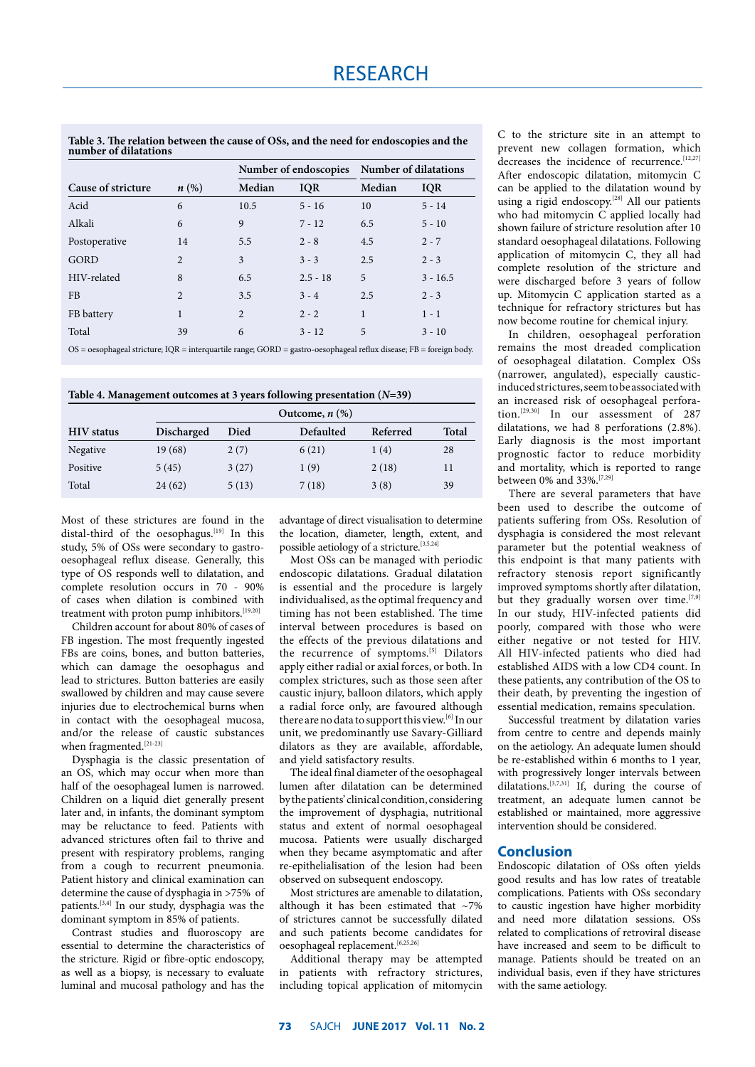**Table 3. The relation between the cause of OSs, and the need for endoscopies and the number of dilatations**

| Cause of stricture | *n* (%) | Number of endoscopies | | Number of dilatations | |
|---|---|---|---|---|---|
| | | Median | IQR | Median | IQR |
| Acid | 6 | 10.5 | 5 - 16 | 10 | 5 - 14 |
| Alkali | 6 | 9 | 7 - 12 | 6.5 | 5 - 10 |
| Postoperative | 14 | 5.5 | 2 - 8 | 4.5 | 2 - 7 |
| GORD | 2 | 3 | 3 - 3 | 2.5 | 2 - 3 |
| HIV-related | 8 | 6.5 | 2.5 - 18 | 5 | 3 - 16.5 |
| FB | 2 | 3.5 | 3 - 4 | 2.5 | 2 - 3 |
| FB battery | 1 | 2 | 2 - 2 | 1 | 1 - 1 |
| Total | 39 | 6 | 3 - 12 | 5 | 3 - 10 |

OS = oesophageal stricture; IQR = interquartile range; GORD = gastro-oesophageal reflux disease; FB = foreign body.

**Table 4. Management outcomes at 3 years following presentation (*N*=39)**

| HIV status | Outcome, *n* (%) | | | | |
|---|---|---|---|---|---|
| | Discharged | Died | Defaulted | Referred | Total |
| Negative | 19 (68) | 2 (7) | 6 (21) | 1 (4) | 28 |
| Positive | 5 (45) | 3 (27) | 1 (9) | 2 (18) | 11 |
| Total | 24 (62) | 5 (13) | 7 (18) | 3 (8) | 39 |

Most of these strictures are found in the distal-third of the oesophagus.[19] In this study, 5% of OSs were secondary to gastro-oesophageal reflux disease. Generally, this type of OS responds well to dilatation, and complete resolution occurs in 70 - 90% of cases when dilation is combined with treatment with proton pump inhibitors.[19,20]

Children account for about 80% of cases of FB ingestion. The most frequently ingested FBs are coins, bones, and button batteries, which can damage the oesophagus and lead to strictures. Button batteries are easily swallowed by children and may cause severe injuries due to electrochemical burns when in contact with the oesophageal mucosa, and/or the release of caustic substances when fragmented.[21-23]

Dysphagia is the classic presentation of an OS, which may occur when more than half of the oesophageal lumen is narrowed. Children on a liquid diet generally present later and, in infants, the dominant symptom may be reluctance to feed. Patients with advanced strictures often fail to thrive and present with respiratory problems, ranging from a cough to recurrent pneumonia. Patient history and clinical examination can determine the cause of dysphagia in >75% of patients.[3,4] In our study, dysphagia was the dominant symptom in 85% of patients.

Contrast studies and fluoroscopy are essential to determine the characteristics of the stricture. Rigid or fibre-optic endoscopy, as well as a biopsy, is necessary to evaluate luminal and mucosal pathology and has the advantage of direct visualisation to determine the location, diameter, length, extent, and possible aetiology of a stricture.[3,5,24]

Most OSs can be managed with periodic endoscopic dilatations. Gradual dilatation is essential and the procedure is largely individualised, as the optimal frequency and timing has not been established. The time interval between procedures is based on the effects of the previous dilatations and the recurrence of symptoms.[5] Dilators apply either radial or axial forces, or both. In complex strictures, such as those seen after caustic injury, balloon dilators, which apply a radial force only, are favoured although there are no data to support this view.[6] In our unit, we predominantly use Savary-Gilliard dilators as they are available, affordable, and yield satisfactory results.

The ideal final diameter of the oesophageal lumen after dilatation can be determined by the patients' clinical condition, considering the improvement of dysphagia, nutritional status and extent of normal oesophageal mucosa. Patients were usually discharged when they became asymptomatic and after re-epithelialisation of the lesion had been observed on subsequent endoscopy.

Most strictures are amenable to dilatation, although it has been estimated that ~7% of strictures cannot be successfully dilated and such patients become candidates for oesophageal replacement.[6,25,26]

Additional therapy may be attempted in patients with refractory strictures, including topical application of mitomycin C to the structure site in an attempt to prevent new collagen formation, which decreases the incidence of recurrence.[12,27] After endoscopic dilatation, mitomycin C can be applied to the dilatation wound by using a rigid endoscopy.[28] All our patients who had mitomycin C applied locally had shown failure of stricture resolution after 10 standard oesophageal dilatations. Following application of mitomycin C, they all had complete resolution of the stricture and were discharged before 3 years of follow up. Mitomycin C application started as a technique for refractory strictures but has now become routine for chemical injury.

In children, oesophageal perforation remains the most dreaded complication of oesophageal dilatation. Complex OSs (narrower, angulated), especially caustic-induced strictures, seem to be associated with an increased risk of oesophageal perforation.[29,30] In our assessment of 287 dilatations, we had 8 perforations (2.8%). Early diagnosis is the most important prognostic factor to reduce morbidity and mortality, which is reported to range between 0% and 33%.[7,29]

There are several parameters that have been used to describe the outcome of patients suffering from OSs. Resolution of dysphagia is considered the most relevant parameter but the potential weakness of this endpoint is that many patients with refractory stenosis report significantly improved symptoms shortly after dilatation, but they gradually worsen over time.[7,9] In our study, HIV-infected patients did poorly, compared with those who were either negative or not tested for HIV. All HIV-infected patients who died had established AIDS with a low CD4 count. In these patients, any contribution of the OS to their death, by preventing the ingestion of essential medication, remains speculation.

Successful treatment by dilatation varies from centre to centre and depends mainly on the aetiology. An adequate lumen should be re-established within 6 months to 1 year, with progressively longer intervals between dilatations.[3,7,31] If, during the course of treatment, an adequate lumen cannot be established or maintained, more aggressive intervention should be considered.

## Conclusion

Endoscopic dilatation of OSs often yields good results and has low rates of treatable complications. Patients with OSs secondary to caustic ingestion have higher morbidity and need more dilatation sessions. OSs related to complications of retroviral disease have increased and seem to be difficult to manage. Patients should be treated on an individual basis, even if they have strictures with the same aetiology.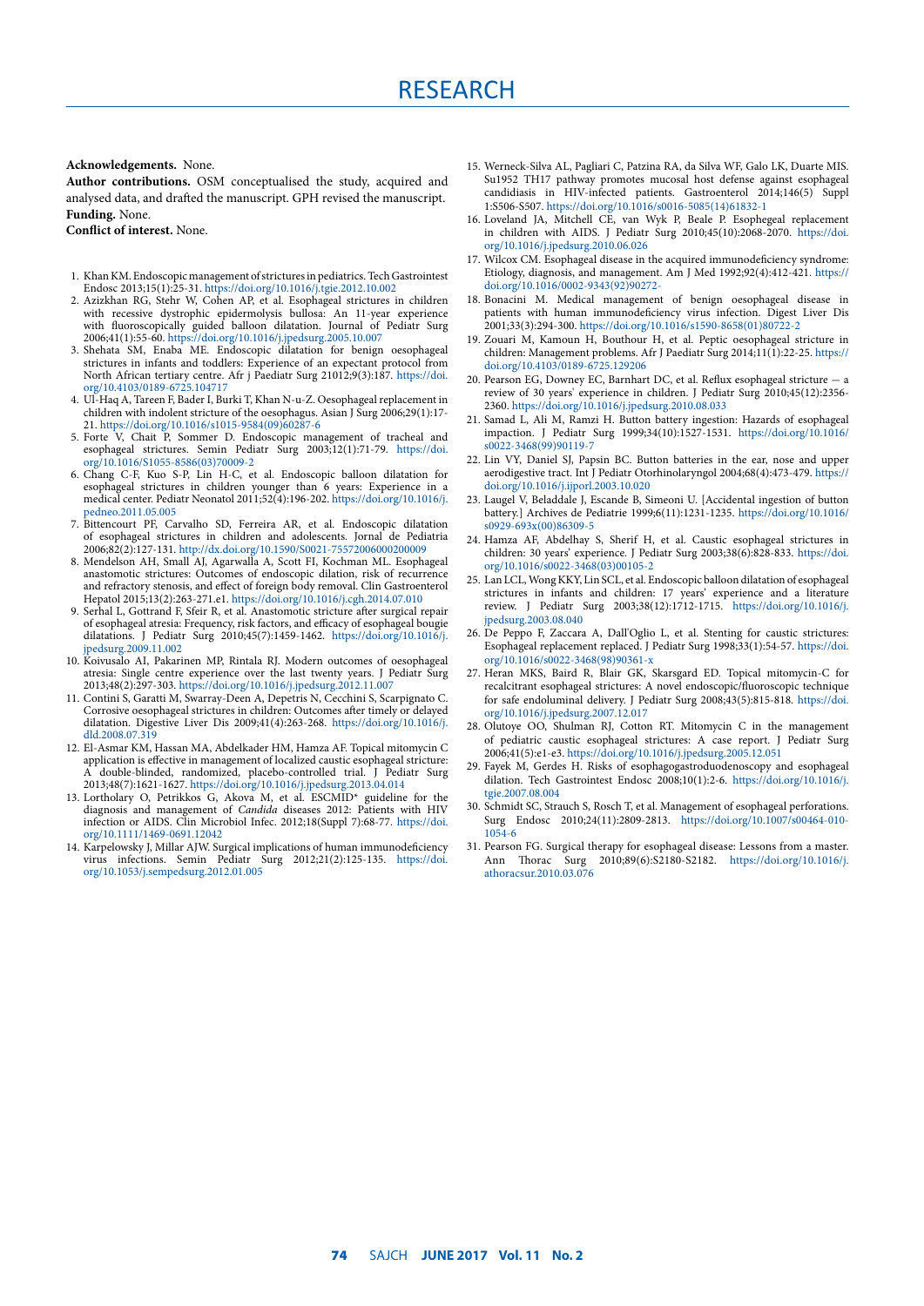**Acknowledgements.** None.

**Author contributions.** OSM conceptualised the study, acquired and analysed data, and drafted the manuscript. GPH revised the manuscript.

**Funding.** None.

**Conflict of interest.** None.

1. Khan KM. Endoscopic management of strictures in pediatrics. Tech Gastrointest Endosc 2013;15(1):25-31. https://doi.org/10.1016/j.tgie.2012.10.002
2. Azizkhan RG, Stehr W, Cohen AP, et al. Esophageal strictures in children with recessive dystrophic epidermolysis bullosa: An 11-year experience with fluoroscopically guided balloon dilatation. Journal of Pediatr Surg 2006;41(1):55-60. https://doi.org/10.1016/j.jpedsurg.2005.10.007
3. Shehata SM, Enaba ME. Endoscopic dilatation for benign oesophageal strictures in infants and toddlers: Experience of an expectant protocol from North African tertiary centre. Afr j Paediatr Surg 21012;9(3):187. https://doi.org/10.4103/0189-6725.104717
4. Ul-Haq A, Tareen F, Bader I, Burki T, Khan N-u-Z. Oesophageal replacement in children with indolent stricture of the oesophagus. Asian J Surg 2006;29(1):17-21. https://doi.org/10.1016/s1015-9584(09)60287-6
5. Forte V, Chait P, Sommer D. Endoscopic management of tracheal and esophageal strictures. Semin Pediatr Surg 2003;12(1):71-79. https://doi.org/10.1016/S1055-8586(03)70009-2
6. Chang C-F, Kuo S-P, Lin H-C, et al. Endoscopic balloon dilatation for esophageal strictures in children younger than 6 years: Experience in a medical center. Pediatr Neonatol 2011;52(4):196-202. https://doi.org/10.1016/j.pedneo.2011.05.005
7. Bittencourt PF, Carvalho SD, Ferreira AR, et al. Endoscopic dilatation of esophageal strictures in children and adolescents. Jornal de Pediatria 2006;82(2):127-131. http://dx.doi.org/10.1590/S0021-75572006000200009
8. Mendelson AH, Small AJ, Agarwalla A, Scott FI, Kochman ML. Esophageal anastomotic strictures: Outcomes of endoscopic dilation, risk of recurrence and refractory stenosis, and effect of foreign body removal. Clin Gastroenterol Hepatol 2015;13(2):263-271.e1. https://doi.org/10.1016/j.cgh.2014.07.010
9. Serhal L, Gottrand F, Sfeir R, et al. Anastomotic stricture after surgical repair of esophageal atresia: Frequency, risk factors, and efficacy of esophageal bougie dilatations. J Pediatr Surg 2010;45(7):1459-1462. https://doi.org/10.1016/j.jpedsurg.2009.11.002
10. Koivusalo AI, Pakarinen MP, Rintala RJ. Modern outcomes of oesophageal atresia: Single centre experience over the last twenty years. J Pediatr Surg 2013;48(2):297-303. https://doi.org/10.1016/j.jpedsurg.2012.11.007
11. Contini S, Garatti M, Swarray-Deen A, Depetris N, Cecchini S, Scarpignato C. Corrosive oesophageal strictures in children: Outcomes after timely or delayed dilatation. Digestive Liver Dis 2009;41(4):263-268. https://doi.org/10.1016/j.dld.2008.07.319
12. El-Asmar KM, Hassan MA, Abdelkader HM, Hamza AF. Topical mitomycin C application is effective in management of localized caustic esophageal stricture: A double-blinded, randomized, placebo-controlled trial. J Pediatr Surg 2013;48(7):1621-1627. https://doi.org/10.1016/j.jpedsurg.2013.04.014
13. Lortholary O, Petrikkos G, Akova M, et al. ESCMID* guideline for the diagnosis and management of *Candida* diseases 2012: Patients with HIV infection or AIDS. Clin Microbiol Infec. 2012;18(Suppl 7):68-77. https://doi.org/10.1111/1469-0691.12042
14. Karpelowsky J, Millar AJW. Surgical implications of human immunodeficiency virus infections. Semin Pediatr Surg 2012;21(2):125-135. https://doi.org/10.1053/j.sempedsurg.2012.01.005
15. Werneck-Silva AL, Pagliari C, Patzina RA, da Silva WF, Galo LK, Duarte MIS. Su1952 TH17 pathway promotes mucosal host defense against esophageal candidiasis in HIV-infected patients. Gastroenterol 2014;146(5) Suppl 1:S506-S507. https://doi.org/10.1016/s0016-5085(14)61832-1
16. Loveland JA, Mitchell CE, van Wyk P, Beale P. Esophageal replacement in children with AIDS. J Pediatr Surg 2010;45(10):2068-2070. https://doi.org/10.1016/j.jpedsurg.2010.06.026
17. Wilcox CM. Esophageal disease in the acquired immunodeficiency syndrome: Etiology, diagnosis, and management. Am J Med 1992;92(4):412-421. https://doi.org/10.1016/0002-9343(92)90272-
18. Bonacini M. Medical management of benign oesophageal disease in patients with human immunodeficiency virus infection. Digest Liver Dis 2001;33(3):294-300. https://doi.org/10.1016/s1590-8658(01)80722-2
19. Zouari M, Kamoun H, Bouthour H, et al. Peptic oesophageal stricture in children: Management problems. Afr J Paediatr Surg 2014;11(1):22-25. https://doi.org/10.4103/0189-6725.129206
20. Pearson EG, Downey EC, Barnhart DC, et al. Reflux esophageal stricture — a review of 30 years' experience in children. J Pediatr Surg 2010;45(12):2356-2360. https://doi.org/10.1016/j.jpedsurg.2010.08.033
21. Samad L, Ali M, Ramzi H. Button battery ingestion: Hazards of esophageal impaction. J Pediatr Surg 1999;34(10):1527-1531. https://doi.org/10.1016/s0022-3468(99)90119-7
22. Lin VY, Daniel SJ, Papsin BC. Button batteries in the ear, nose and upper aerodigestive tract. Int J Pediatr Otorhinolaryngol 2004;68(4):473-479. https://doi.org/10.1016/j.ijporl.2003.10.020
23. Laugel V, Beladdale J, Escande B, Simeoni U. [Accidental ingestion of button battery.] Archives de Pediatrie 1999;6(11):1231-1235. https://doi.org/10.1016/s0929-693x(00)86309-5
24. Hamza AF, Abdelhay S, Sherif H, et al. Caustic esophageal strictures in children: 30 years' experience. J Pediatr Surg 2003;38(6):828-833. https://doi.org/10.1016/s0022-3468(03)00105-2
25. Lan LCL, Wong KKY, Lin SCL, et al. Endoscopic balloon dilatation of esophageal strictures in infants and children: 17 years' experience and a literature review. J Pediatr Surg 2003;38(12):1712-1715. https://doi.org/10.1016/j.jpedsurg.2003.08.040
26. De Peppo F, Zaccara A, Dall'Oglio L, et al. Stenting for caustic strictures: Esophageal replacement replaced. J Pediatr Surg 1998;33(1):54-57. https://doi.org/10.1016/s0022-3468(98)90361-x
27. Heran MKS, Baird R, Blair GK, Skarsgard ED. Topical mitomycin-C for recalcitrant esophageal strictures: A novel endoscopic/fluoroscopic technique for safe endoluminal delivery. J Pediatr Surg 2008;43(5):815-818. https://doi.org/10.1016/j.jpedsurg.2007.12.017
28. Olutoye OO, Shulman RJ, Cotton RT. Mitomycin C in the management of pediatric caustic esophageal strictures: A case report. J Pediatr Surg 2006;41(5):e1-e3. https://doi.org/10.1016/j.jpedsurg.2005.12.051
29. Fayek M, Gerdes H. Risks of esophagogastroduodenoscopy and esophageal dilation. Tech Gastrointest Endosc 2008;10(1):2-6. https://doi.org/10.1016/j.tgie.2007.08.004
30. Schmidt SC, Strauch S, Rosch T, et al. Management of esophageal perforations. Surg Endosc 2010;24(11):2809-2813. https://doi.org/10.1007/s00464-010-1054-6
31. Pearson FG. Surgical therapy for esophageal disease: Lessons from a master. Ann Thorac Surg 2010;89(6):S2180-S2182. https://doi.org/10.1016/j.athoracsur.2010.03.076